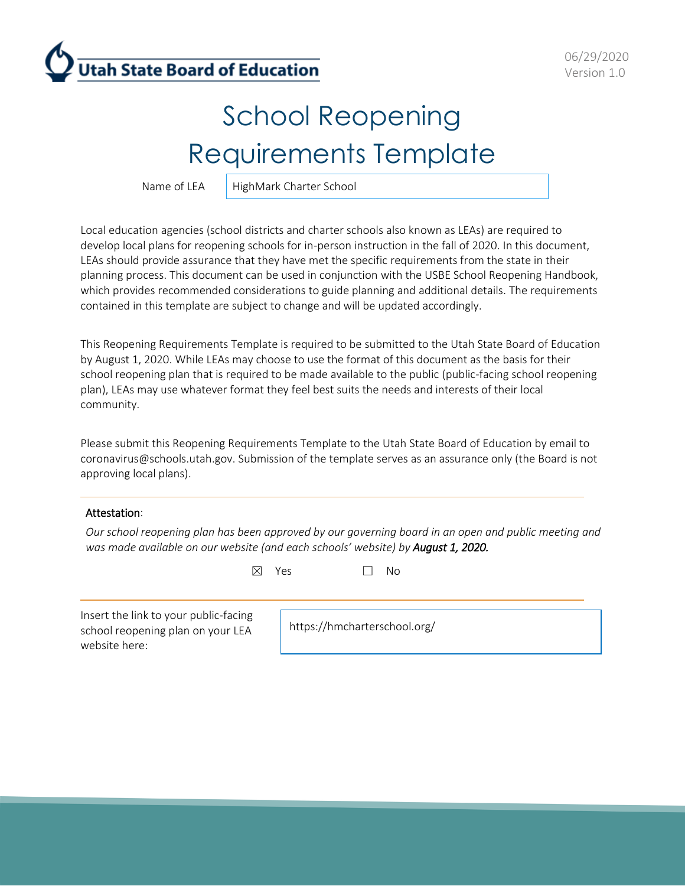Utah State Board of Education

06/29/2020
Version 1.0

# School Reopening Requirements Template

Name of LEA: HighMark Charter School

Local education agencies (school districts and charter schools also known as LEAs) are required to develop local plans for reopening schools for in-person instruction in the fall of 2020. In this document, LEAs should provide assurance that they have met the specific requirements from the state in their planning process. This document can be used in conjunction with the USBE School Reopening Handbook, which provides recommended considerations to guide planning and additional details. The requirements contained in this template are subject to change and will be updated accordingly.

This Reopening Requirements Template is required to be submitted to the Utah State Board of Education by August 1, 2020. While LEAs may choose to use the format of this document as the basis for their school reopening plan that is required to be made available to the public (public-facing school reopening plan), LEAs may use whatever format they feel best suits the needs and interests of their local community.

Please submit this Reopening Requirements Template to the Utah State Board of Education by email to coronavirus@schools.utah.gov. Submission of the template serves as an assurance only (the Board is not approving local plans).

---

**Attestation**:

*Our school reopening plan has been approved by our governing board in an open and public meeting and was made available on our website (and each schools' website) by **August 1, 2020.***

☒ Yes ☐ No

---

Insert the link to your public-facing school reopening plan on your LEA website here: https://hmcharterschool.org/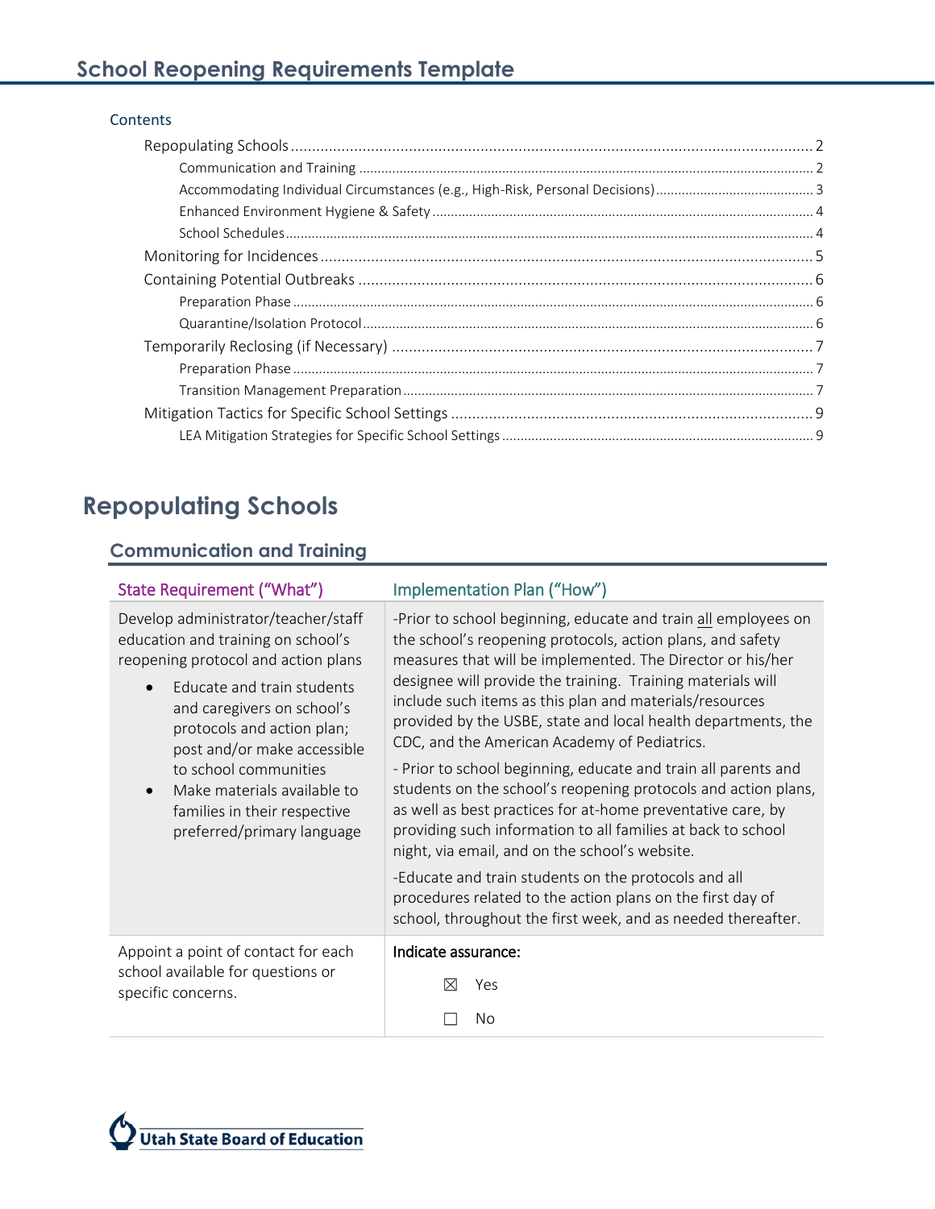# School Reopening Requirements Template

## Contents

- Repopulating Schools ........ 2
  - Communication and Training ........ 2
  - Accommodating Individual Circumstances (e.g., High-Risk, Personal Decisions) ........ 3
  - Enhanced Environment Hygiene & Safety ........ 4
  - School Schedules ........ 4
- Monitoring for Incidences ........ 5
- Containing Potential Outbreaks ........ 6
  - Preparation Phase ........ 6
  - Quarantine/Isolation Protocol ........ 6
- Temporarily Reclosing (if Necessary) ........ 7
  - Preparation Phase ........ 7
  - Transition Management Preparation ........ 7
- Mitigation Tactics for Specific School Settings ........ 9
  - LEA Mitigation Strategies for Specific School Settings ........ 9

# Repopulating Schools

## Communication and Training

| State Requirement ("What") | Implementation Plan ("How") |
| --- | --- |
| Develop administrator/teacher/staff education and training on school's reopening protocol and action plans<br>• Educate and train students and caregivers on school's protocols and action plan; post and/or make accessible to school communities<br>• Make materials available to families in their respective preferred/primary language | -Prior to school beginning, educate and train <u>all</u> employees on the school's reopening protocols, action plans, and safety measures that will be implemented. The Director or his/her designee will provide the training. Training materials will include such items as this plan and materials/resources provided by the USBE, state and local health departments, the CDC, and the American Academy of Pediatrics.<br>- Prior to school beginning, educate and train all parents and students on the school's reopening protocols and action plans, as well as best practices for at-home preventative care, by providing such information to all families at back to school night, via email, and on the school's website.<br>-Educate and train students on the protocols and all procedures related to the action plans on the first day of school, throughout the first week, and as needed thereafter. |
| Appoint a point of contact for each school available for questions or specific concerns. | Indicate assurance:<br>☒ Yes<br>☐ No |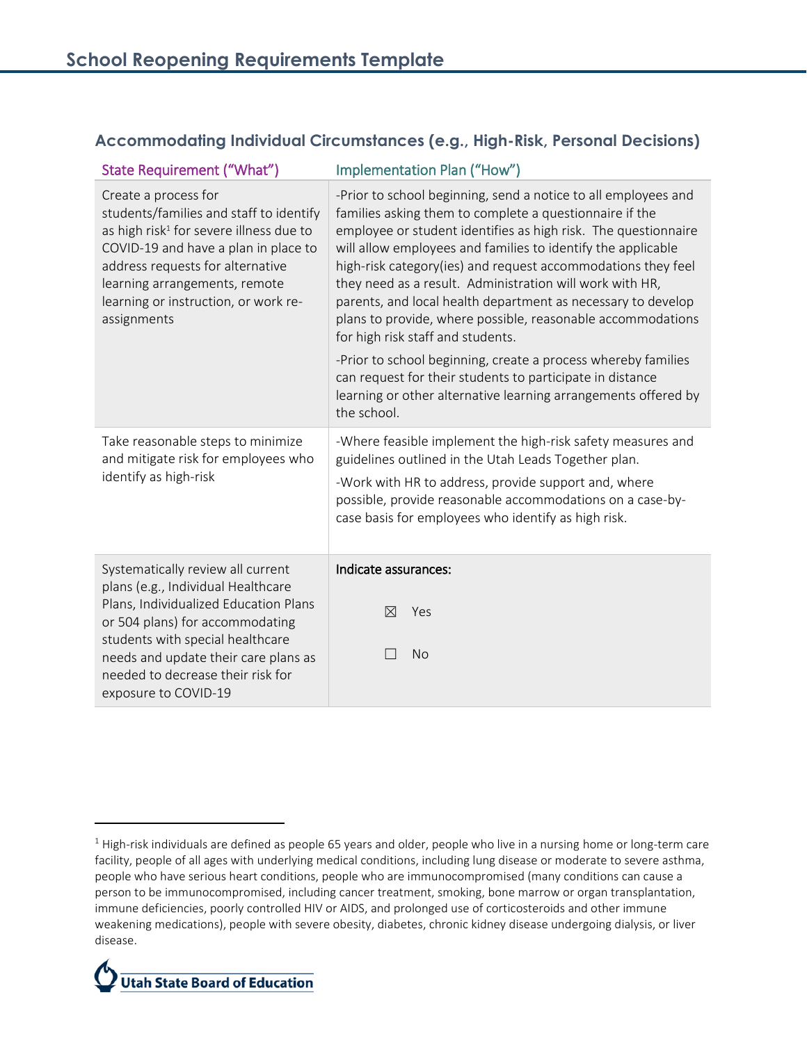## Accommodating Individual Circumstances (e.g., High-Risk, Personal Decisions)

| State Requirement ("What") | Implementation Plan ("How") |
|---|---|
| Create a process for students/families and staff to identify as high risk[1] for severe illness due to COVID-19 and have a plan in place to address requests for alternative learning arrangements, remote learning or instruction, or work re-assignments | -Prior to school beginning, send a notice to all employees and families asking them to complete a questionnaire if the employee or student identifies as high risk. The questionnaire will allow employees and families to identify the applicable high-risk category(ies) and request accommodations they feel they need as a result. Administration will work with HR, parents, and local health department as necessary to develop plans to provide, where possible, reasonable accommodations for high risk staff and students.<br><br>-Prior to school beginning, create a process whereby families can request for their students to participate in distance learning or other alternative learning arrangements offered by the school. |
| Take reasonable steps to minimize and mitigate risk for employees who identify as high-risk | -Where feasible implement the high-risk safety measures and guidelines outlined in the Utah Leads Together plan.<br><br>-Work with HR to address, provide support and, where possible, provide reasonable accommodations on a case-by-case basis for employees who identify as high risk. |
| Systematically review all current plans (e.g., Individual Healthcare Plans, Individualized Education Plans or 504 plans) for accommodating students with special healthcare needs and update their care plans as needed to decrease their risk for exposure to COVID-19 | **Indicate assurances:**<br><br>☒ Yes<br><br>☐ No |

[1] High-risk individuals are defined as people 65 years and older, people who live in a nursing home or long-term care facility, people of all ages with underlying medical conditions, including lung disease or moderate to severe asthma, people who have serious heart conditions, people who are immunocompromised (many conditions can cause a person to be immunocompromised, including cancer treatment, smoking, bone marrow or organ transplantation, immune deficiencies, poorly controlled HIV or AIDS, and prolonged use of corticosteroids and other immune weakening medications), people with severe obesity, diabetes, chronic kidney disease undergoing dialysis, or liver disease.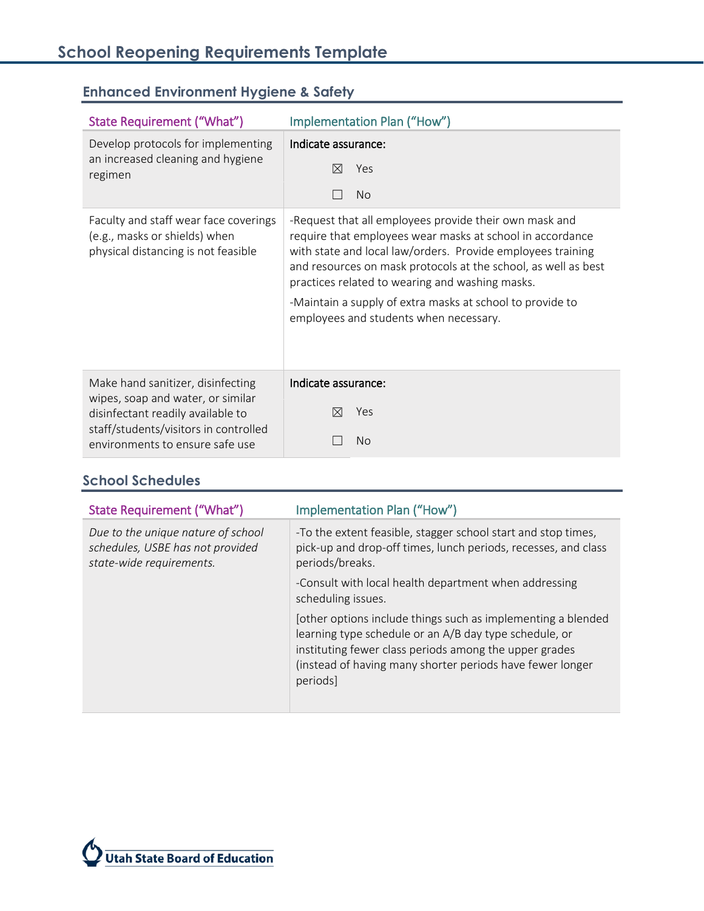# School Reopening Requirements Template

## Enhanced Environment Hygiene & Safety

| State Requirement ("What") | Implementation Plan ("How") |
|---|---|
| Develop protocols for implementing an increased cleaning and hygiene regimen | Indicate assurance:<br>☒ Yes<br>☐ No |
| Faculty and staff wear face coverings (e.g., masks or shields) when physical distancing is not feasible | -Request that all employees provide their own mask and require that employees wear masks at school in accordance with state and local law/orders. Provide employees training and resources on mask protocols at the school, as well as best practices related to wearing and washing masks.<br>-Maintain a supply of extra masks at school to provide to employees and students when necessary. |
| Make hand sanitizer, disinfecting wipes, soap and water, or similar disinfectant readily available to staff/students/visitors in controlled environments to ensure safe use | Indicate assurance:<br>☒ Yes<br>☐ No |

## School Schedules

| State Requirement ("What") | Implementation Plan ("How") |
|---|---|
| *Due to the unique nature of school schedules, USBE has not provided state-wide requirements.* | -To the extent feasible, stagger school start and stop times, pick-up and drop-off times, lunch periods, recesses, and class periods/breaks.<br>-Consult with local health department when addressing scheduling issues.<br>[other options include things such as implementing a blended learning type schedule or an A/B day type schedule, or instituting fewer class periods among the upper grades (instead of having many shorter periods have fewer longer periods] |

Utah State Board of Education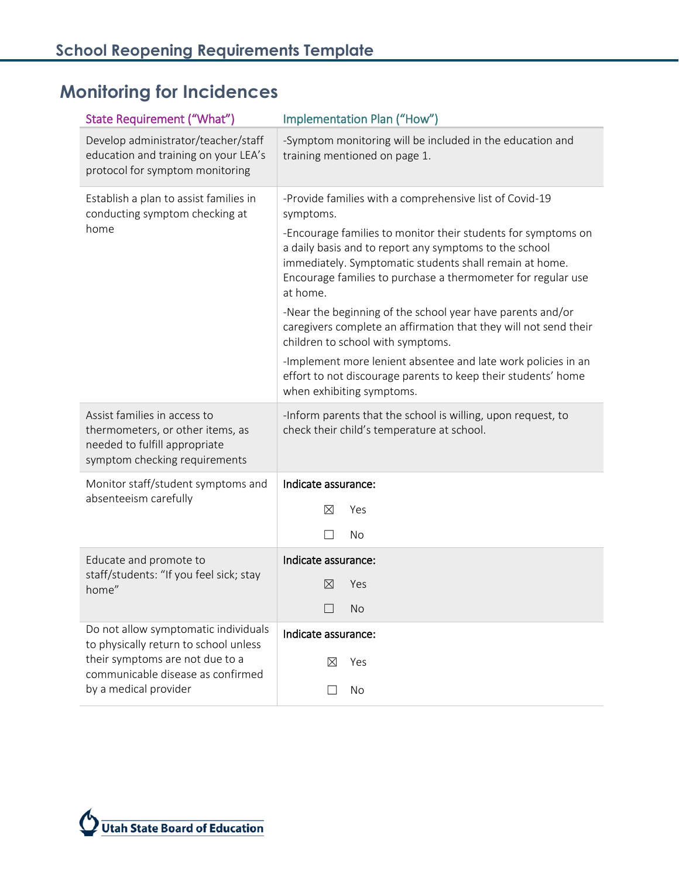## Monitoring for Incidences

| State Requirement ("What") | Implementation Plan ("How") |
| --- | --- |
| Develop administrator/teacher/staff education and training on your LEA's protocol for symptom monitoring | -Symptom monitoring will be included in the education and training mentioned on page 1. |
| Establish a plan to assist families in conducting symptom checking at home | -Provide families with a comprehensive list of Covid-19 symptoms.<br>-Encourage families to monitor their students for symptoms on a daily basis and to report any symptoms to the school immediately. Symptomatic students shall remain at home. Encourage families to purchase a thermometer for regular use at home.<br>-Near the beginning of the school year have parents and/or caregivers complete an affirmation that they will not send their children to school with symptoms.<br>-Implement more lenient absentee and late work policies in an effort to not discourage parents to keep their students' home when exhibiting symptoms. |
| Assist families in access to thermometers, or other items, as needed to fulfill appropriate symptom checking requirements | -Inform parents that the school is willing, upon request, to check their child's temperature at school. |
| Monitor staff/student symptoms and absenteeism carefully | Indicate assurance:<br>☒ Yes<br>☐ No |
| Educate and promote to staff/students: "If you feel sick; stay home" | Indicate assurance:<br>☒ Yes<br>☐ No |
| Do not allow symptomatic individuals to physically return to school unless their symptoms are not due to a communicable disease as confirmed by a medical provider | Indicate assurance:<br>☒ Yes<br>☐ No |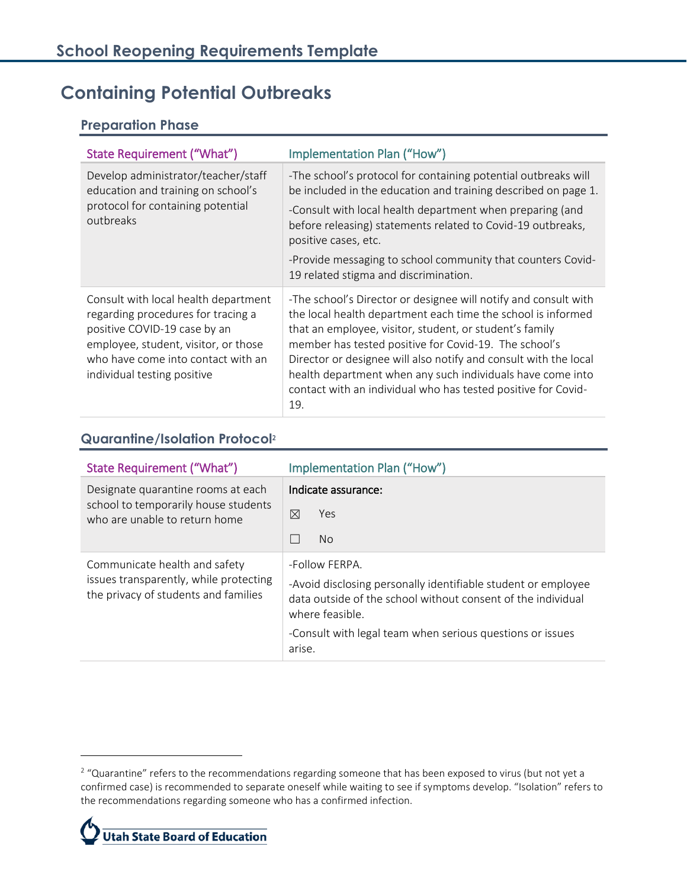# Containing Potential Outbreaks

## Preparation Phase

| State Requirement ("What") | Implementation Plan ("How") |
|---|---|
| Develop administrator/teacher/staff education and training on school's protocol for containing potential outbreaks | -The school's protocol for containing potential outbreaks will be included in the education and training described on page 1.<br>-Consult with local health department when preparing (and before releasing) statements related to Covid-19 outbreaks, positive cases, etc.<br>-Provide messaging to school community that counters Covid-19 related stigma and discrimination. |
| Consult with local health department regarding procedures for tracing a positive COVID-19 case by an employee, student, visitor, or those who have come into contact with an individual testing positive | -The school's Director or designee will notify and consult with the local health department each time the school is informed that an employee, visitor, student, or student's family member has tested positive for Covid-19. The school's Director or designee will also notify and consult with the local health department when any such individuals have come into contact with an individual who has tested positive for Covid-19. |

## Quarantine/Isolation Protocol[2]

| State Requirement ("What") | Implementation Plan ("How") |
|---|---|
| Designate quarantine rooms at each school to temporarily house students who are unable to return home | Indicate assurance:<br>☒ Yes<br>☐ No |
| Communicate health and safety issues transparently, while protecting the privacy of students and families | -Follow FERPA.<br>-Avoid disclosing personally identifiable student or employee data outside of the school without consent of the individual where feasible.<br>-Consult with legal team when serious questions or issues arise. |

[2] "Quarantine" refers to the recommendations regarding someone that has been exposed to virus (but not yet a confirmed case) is recommended to separate oneself while waiting to see if symptoms develop. "Isolation" refers to the recommendations regarding someone who has a confirmed infection.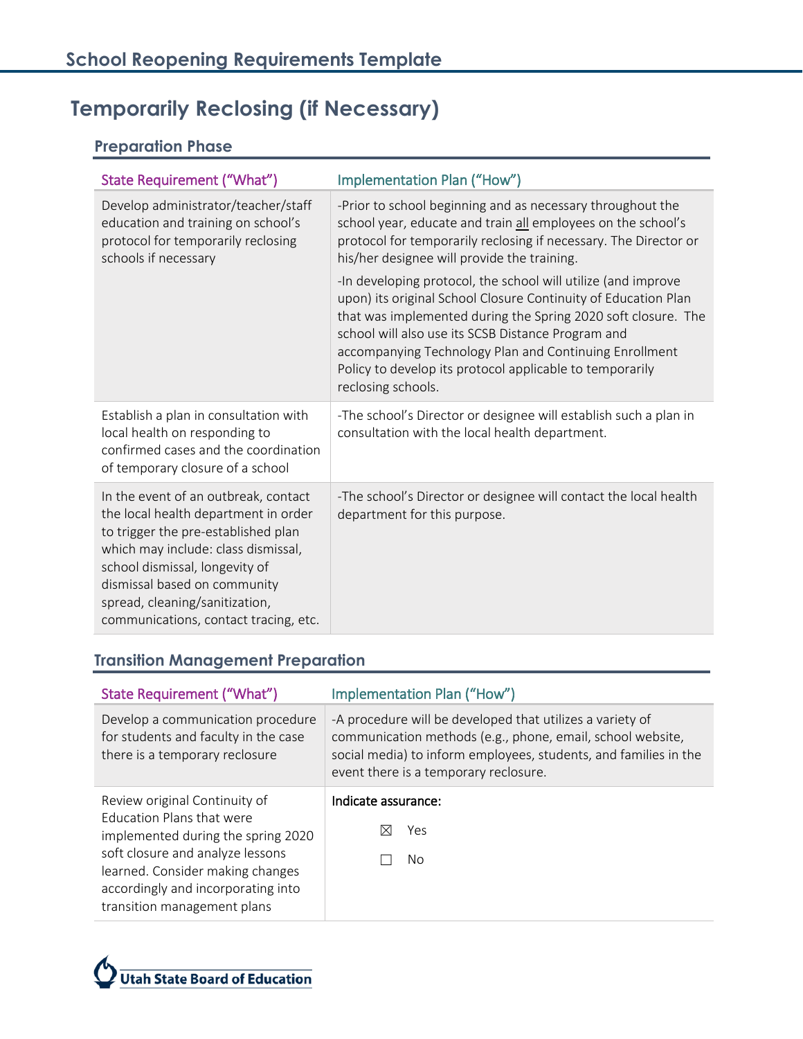# Temporarily Reclosing (if Necessary)

## Preparation Phase

| State Requirement ("What") | Implementation Plan ("How") |
| --- | --- |
| Develop administrator/teacher/staff education and training on school's protocol for temporarily reclosing schools if necessary | -Prior to school beginning and as necessary throughout the school year, educate and train all employees on the school's protocol for temporarily reclosing if necessary. The Director or his/her designee will provide the training.<br><br>-In developing protocol, the school will utilize (and improve upon) its original School Closure Continuity of Education Plan that was implemented during the Spring 2020 soft closure. The school will also use its SCSB Distance Program and accompanying Technology Plan and Continuing Enrollment Policy to develop its protocol applicable to temporarily reclosing schools. |
| Establish a plan in consultation with local health on responding to confirmed cases and the coordination of temporary closure of a school | -The school's Director or designee will establish such a plan in consultation with the local health department. |
| In the event of an outbreak, contact the local health department in order to trigger the pre-established plan which may include: class dismissal, school dismissal, longevity of dismissal based on community spread, cleaning/sanitization, communications, contact tracing, etc. | -The school's Director or designee will contact the local health department for this purpose. |

## Transition Management Preparation

| State Requirement ("What") | Implementation Plan ("How") |
| --- | --- |
| Develop a communication procedure for students and faculty in the case there is a temporary reclosure | -A procedure will be developed that utilizes a variety of communication methods (e.g., phone, email, school website, social media) to inform employees, students, and families in the event there is a temporary reclosure. |
| Review original Continuity of Education Plans that were implemented during the spring 2020 soft closure and analyze lessons learned. Consider making changes accordingly and incorporating into transition management plans | Indicate assurance:<br><br>☒ Yes<br><br>☐ No |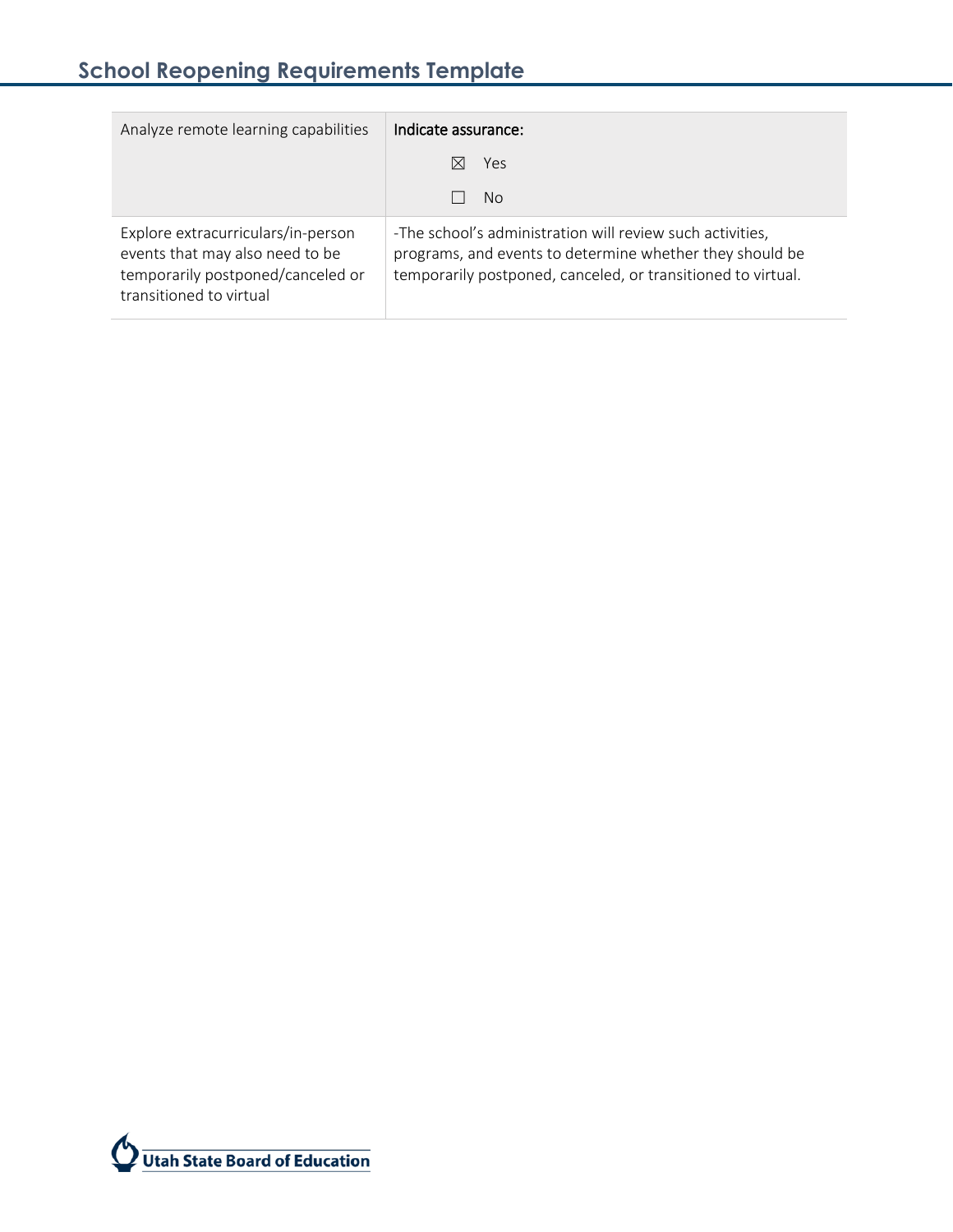| | |
|---|---|
| Analyze remote learning capabilities | Indicate assurance:<br>☒ Yes<br>☐ No |
| Explore extracurriculars/in-person events that may also need to be temporarily postponed/canceled or transitioned to virtual | -The school's administration will review such activities, programs, and events to determine whether they should be temporarily postponed, canceled, or transitioned to virtual. |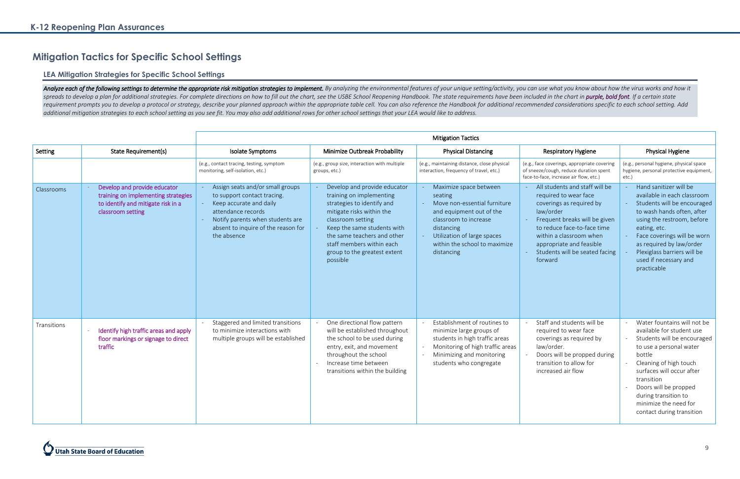## Mitigation Tactics for Specific School Settings

### LEA Mitigation Strategies for Specific School Settings

***Analyze each of the following settings to determine the appropriate risk mitigation strategies to implement.*** *By analyzing the environmental features of your unique setting/activity, you can use what you know about how the virus works and how it spreads to develop a plan for additional strategies. For complete directions on how to fill out the chart, see the USBE School Reopening Handbook. The state requirements have been included in the chart in* ***purple, bold font****. If a certain state requirement prompts you to develop a protocol or strategy, describe your planned approach within the appropriate table cell. You can also reference the Handbook for additional recommended considerations specific to each school setting. Add additional mitigation strategies to each school setting as you see fit. You may also add additional rows for other school settings that your LEA would like to address.*

| | | Mitigation Tactics | | | | |
|---|---|---|---|---|---|---|
| Setting | State Requirement(s) | Isolate Symptoms | Minimize Outbreak Probability | Physical Distancing | Respiratory Hygiene | Physical Hygiene |
| | | (e.g., contact tracing, testing, symptom monitoring, self-isolation, etc.) | (e.g., group size, interaction with multiple groups, etc.) | (e.g., maintaining distance, close physical interaction, frequency of travel, etc.) | (e.g., face coverings, appropriate covering of sneeze/cough, reduce duration spent face-to-face, increase air flow, etc.) | (e.g., personal hygiene, physical space hygiene, personal protective equipment, etc.) |
| Classrooms | - **Develop and provide educator training on implementing strategies to identify and mitigate risk in a classroom setting** | - Assign seats and/or small groups to support contact tracing.<br>- Keep accurate and daily attendance records<br>- Notify parents when students are absent to inquire of the reason for the absence | - Develop and provide educator training on implementing strategies to identify and mitigate risks within the classroom setting<br>- Keep the same students with the same teachers and other staff members within each group to the greatest extent possible | - Maximize space between seating<br>- Move non-essential furniture and equipment out of the classroom to increase distancing<br>- Utilization of large spaces within the school to maximize distancing | - All students and staff will be required to wear face coverings as required by law/order<br>- Frequent breaks will be given to reduce face-to-face time within a classroom when appropriate and feasible<br>- Students will be seated facing forward | - Hand sanitizer will be available in each classroom<br>- Students will be encouraged to wash hands often, after using the restroom, before eating, etc.<br>- Face coverings will be worn as required by law/order<br>- Plexiglass barriers will be used if necessary and practicable |
| Transitions | - **Identify high traffic areas and apply floor markings or signage to direct traffic** | - Staggered and limited transitions to minimize interactions with multiple groups will be established | - One directional flow pattern will be established throughout the school to be used during entry, exit, and movement throughout the school<br>- Increase time between transitions within the building | - Establishment of routines to minimize large groups of students in high traffic areas<br>- Monitoring of high traffic areas<br>- Minimizing and monitoring students who congregate | - Staff and students will be required to wear face coverings as required by law/order.<br>- Doors will be propped during transition to allow for increased air flow | - Water fountains will not be available for student use<br>- Students will be encouraged to use a personal water bottle<br>- Cleaning of high touch surfaces will occur after transition<br>- Doors will be propped during transition to minimize the need for contact during transition |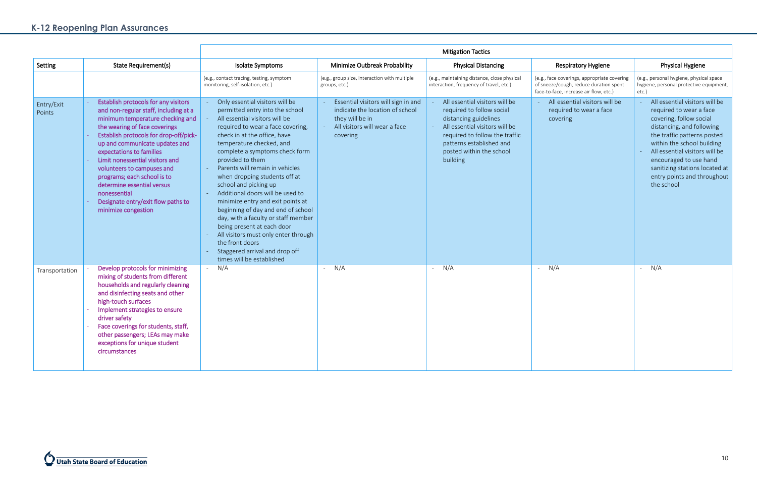## K-12 Reopening Plan Assurances

| Setting | State Requirement(s) | Mitigation Tactics | | | | |
|---|---|---|---|---|---|---|
| | | Isolate Symptoms | Minimize Outbreak Probability | Physical Distancing | Respiratory Hygiene | Physical Hygiene |
| | | (e.g., contact tracing, testing, symptom monitoring, self-isolation, etc.) | (e.g., group size, interaction with multiple groups, etc.) | (e.g., maintaining distance, close physical interaction, frequency of travel, etc.) | (e.g., face coverings, appropriate covering of sneeze/cough, reduce duration spent face-to-face, increase air flow, etc.) | (e.g., personal hygiene, physical space hygiene, personal protective equipment, etc.) |
| Entry/Exit Points | - Establish protocols for any visitors and non-regular staff, including at a minimum temperature checking and the wearing of face coverings<br>- Establish protocols for drop-off/pick-up and communicate updates and expectations to families<br>- Limit nonessential visitors and volunteers to campuses and programs; each school is to determine essential versus nonessential<br>- Designate entry/exit flow paths to minimize congestion | - Only essential visitors will be permitted entry into the school<br>- All essential visitors will be required to wear a face covering, check in at the office, have temperature checked, and complete a symptoms check form provided to them<br>- Parents will remain in vehicles when dropping students off at school and picking up<br>- Additional doors will be used to minimize entry and exit points at beginning of day and end of school day, with a faculty or staff member being present at each door<br>- All visitors must only enter through the front doors<br>- Staggered arrival and drop off times will be established | - Essential visitors will sign in and indicate the location of school they will be in<br>- All visitors will wear a face covering | - All essential visitors will be required to follow social distancing guidelines<br>- All essential visitors will be required to follow the traffic patterns established and posted within the school building | - All essential visitors will be required to wear a face covering | - All essential visitors will be required to wear a face covering, follow social distancing, and following the traffic patterns posted within the school building<br>- All essential visitors will be encouraged to use hand sanitizing stations located at entry points and throughout the school |
| Transportation | - Develop protocols for minimizing mixing of students from different households and regularly cleaning and disinfecting seats and other high-touch surfaces<br>- Implement strategies to ensure driver safety<br>- Face coverings for students, staff, other passengers; LEAs may make exceptions for unique student circumstances | - N/A | - N/A | - N/A | - N/A | - N/A |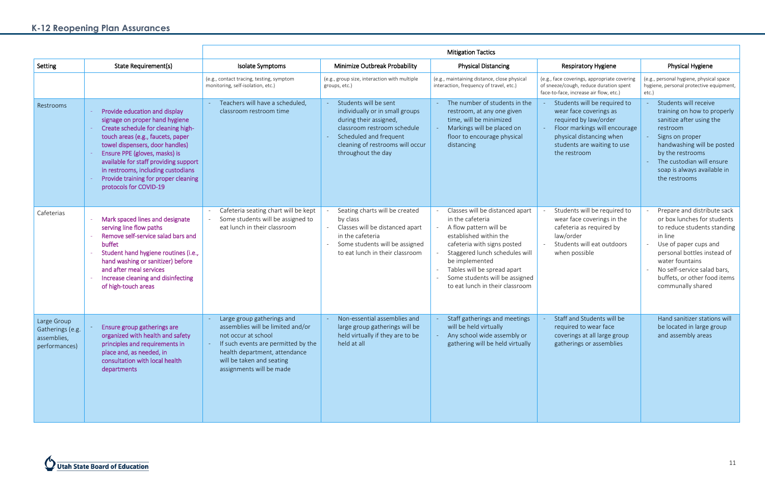## K-12 Reopening Plan Assurances

| Setting | State Requirement(s) | Mitigation Tactics: Isolate Symptoms | Minimize Outbreak Probability | Physical Distancing | Respiratory Hygiene | Physical Hygiene |
|---|---|---|---|---|---|---|
| | | (e.g., contact tracing, testing, symptom monitoring, self-isolation, etc.) | (e.g., group size, interaction with multiple groups, etc.) | (e.g., maintaining distance, close physical interaction, frequency of travel, etc.) | (e.g., face coverings, appropriate covering of sneeze/cough, reduce duration spent face-to-face, increase air flow, etc.) | (e.g., personal hygiene, physical space hygiene, personal protective equipment, etc.) |
| Restrooms | - Provide education and display signage on proper hand hygiene<br>- Create schedule for cleaning high-touch areas (e.g., faucets, paper towel dispensers, door handles)<br>- Ensure PPE (gloves, masks) is available for staff providing support in restrooms, including custodians<br>- Provide training for proper cleaning protocols for COVID-19 | - Teachers will have a scheduled, classroom restroom time | - Students will be sent individually or in small groups during their assigned, classroom restroom schedule<br>- Scheduled and frequent cleaning of restrooms will occur throughout the day | - The number of students in the restroom, at any one given time, will be minimized<br>- Markings will be placed on floor to encourage physical distancing | - Students will be required to wear face coverings as required by law/order<br>- Floor markings will encourage physical distancing when students are waiting to use the restroom | - Students will receive training on how to properly sanitize after using the restroom<br>- Signs on proper handwashing will be posted by the restrooms<br>- The custodian will ensure soap is always available in the restrooms |
| Cafeterias | - Mark spaced lines and designate serving line flow paths<br>- Remove self-service salad bars and buffet<br>- Student hand hygiene routines (i.e., hand washing or sanitizer) before and after meal services<br>- Increase cleaning and disinfecting of high-touch areas | - Cafeteria seating chart will be kept<br>- Some students will be assigned to eat lunch in their classroom | - Seating charts will be created by class<br>- Classes will be distanced apart in the cafeteria<br>- Some students will be assigned to eat lunch in their classroom | - Classes will be distanced apart in the cafeteria<br>- A flow pattern will be established within the cafeteria with signs posted<br>- Staggered lunch schedules will be implemented<br>- Tables will be spread apart<br>- Some students will be assigned to eat lunch in their classroom | - Students will be required to wear face coverings in the cafeteria as required by law/order<br>- Students will eat outdoors when possible | - Prepare and distribute sack or box lunches for students to reduce students standing in line<br>- Use of paper cups and personal bottles instead of water fountains<br>- No self-service salad bars, buffets, or other food items communally shared |
| Large Group Gatherings (e.g. assemblies, performances) | - Ensure group gatherings are organized with health and safety principles and requirements in place and, as needed, in consultation with local health departments | - Large group gatherings and assemblies will be limited and/or not occur at school<br>- If such events are permitted by the health department, attendance will be taken and seating assignments will be made | - Non-essential assemblies and large group gatherings will be held virtually if they are to be held at all | - Staff gatherings and meetings will be held virtually<br>- Any school wide assembly or gathering will be held virtually | - Staff and Students will be required to wear face coverings at all large group gatherings or assemblies | Hand sanitizer stations will be located in large group and assembly areas |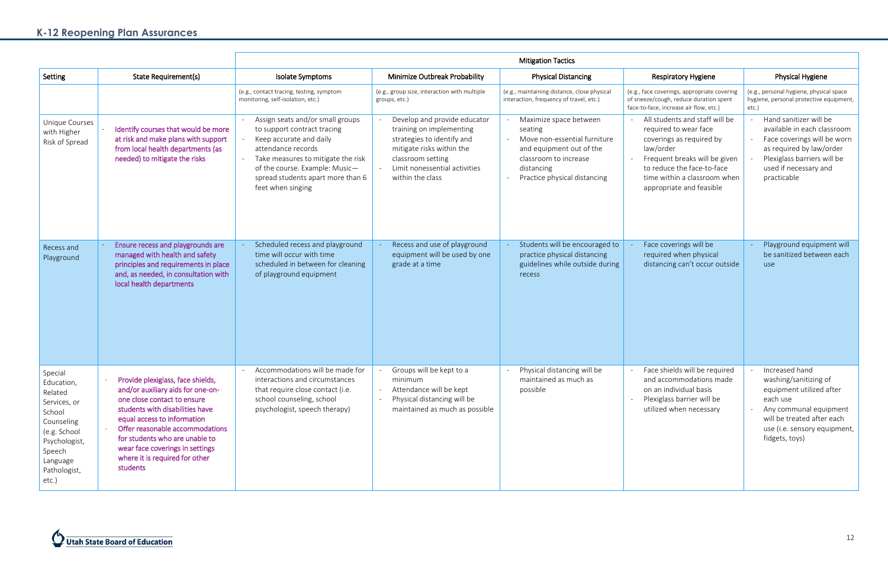## K-12 Reopening Plan Assurances

| | | Mitigation Tactics | | | | |
|---|---|---|---|---|---|---|
| Setting | State Requirement(s) | Isolate Symptoms | Minimize Outbreak Probability | Physical Distancing | Respiratory Hygiene | Physical Hygiene |
| | | (e.g., contact tracing, testing, symptom monitoring, self-isolation, etc.) | (e.g., group size, interaction with multiple groups, etc.) | (e.g., maintaining distance, close physical interaction, frequency of travel, etc.) | (e.g., face coverings, appropriate covering of sneeze/cough, reduce duration spent face-to-face, increase air flow, etc.) | (e.g., personal hygiene, physical space hygiene, personal protective equipment, etc.) |
| Unique Courses with Higher Risk of Spread | - Identify courses that would be more at risk and make plans with support from local health departments (as needed) to mitigate the risks | - Assign seats and/or small groups to support contract tracing<br>- Keep accurate and daily attendance records<br>- Take measures to mitigate the risk of the course. Example: Music—spread students apart more than 6 feet when singing | - Develop and provide educator training on implementing strategies to identify and mitigate risks within the classroom setting<br>- Limit nonessential activities within the class | - Maximize space between seating<br>- Move non-essential furniture and equipment out of the classroom to increase distancing<br>- Practice physical distancing | - All students and staff will be required to wear face coverings as required by law/order<br>- Frequent breaks will be given to reduce the face-to-face time within a classroom when appropriate and feasible | - Hand sanitizer will be available in each classroom<br>- Face coverings will be worn as required by law/order<br>- Plexiglass barriers will be used if necessary and practicable |
| Recess and Playground | - Ensure recess and playgrounds are managed with health and safety principles and requirements in place and, as needed, in consultation with local health departments | - Scheduled recess and playground time will occur with time scheduled in between for cleaning of playground equipment | - Recess and use of playground equipment will be used by one grade at a time | - Students will be encouraged to practice physical distancing guidelines while outside during recess | - Face coverings will be required when physical distancing can't occur outside | - Playground equipment will be sanitized between each use |
| Special Education, Related Services, or School Counseling (e.g. School Psychologist, Speech Language Pathologist, etc.) | - Provide plexiglass, face shields, and/or auxiliary aids for one-on-one close contact to ensure students with disabilities have equal access to information<br>- Offer reasonable accommodations for students who are unable to wear face coverings in settings where it is required for other students | - Accommodations will be made for interactions and circumstances that require close contact (i.e. school counseling, school psychologist, speech therapy) | - Groups will be kept to a minimum<br>- Attendance will be kept<br>- Physical distancing will be maintained as much as possible | - Physical distancing will be maintained as much as possible | - Face shields will be required and accommodations made on an individual basis<br>- Plexiglass barrier will be utilized when necessary | - Increased hand washing/sanitizing of equipment utilized after each use<br>- Any communal equipment will be treated after each use (i.e. sensory equipment, fidgets, toys) |

Utah State Board of Education